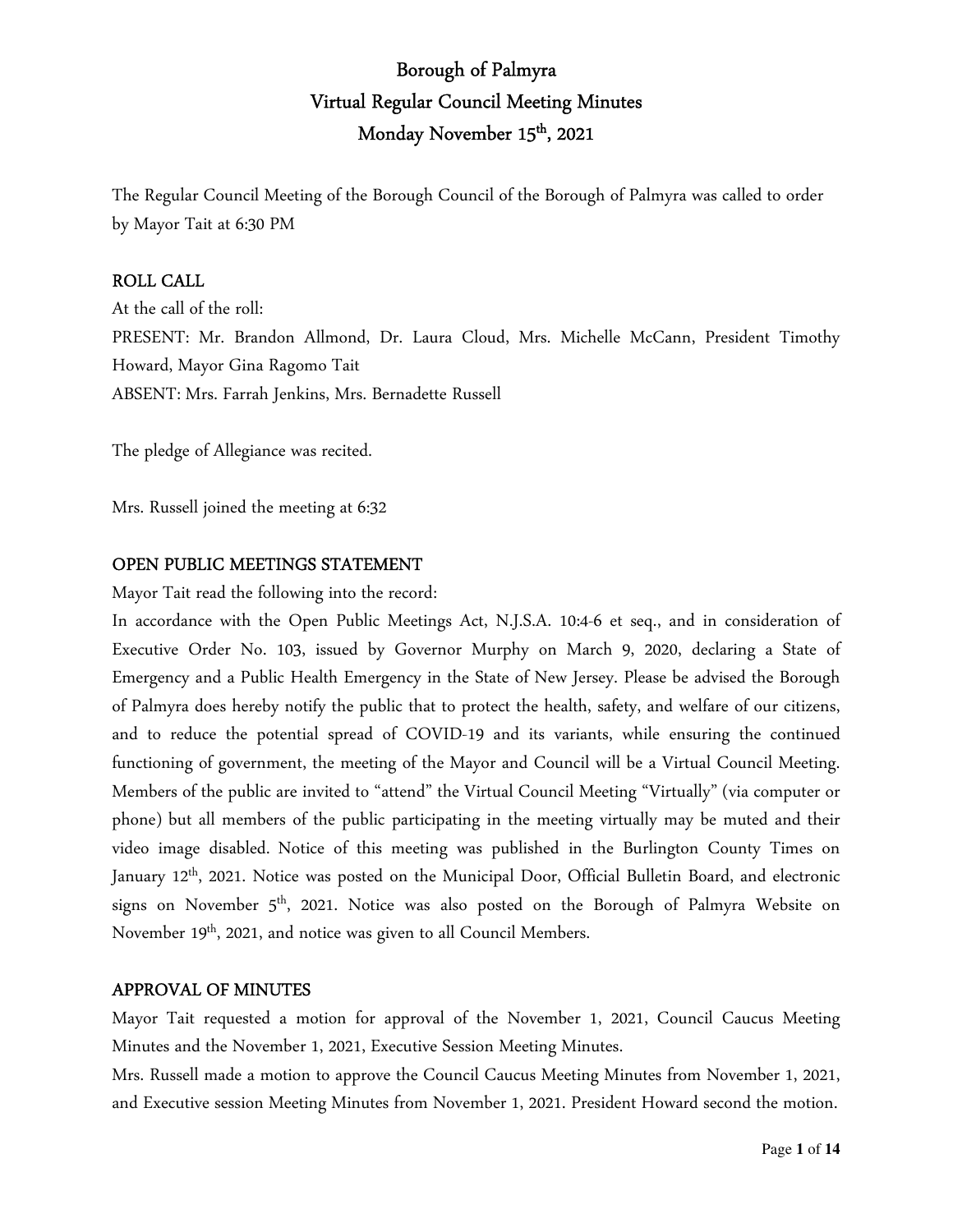# Borough of Palmyra
## Virtual Regular Council Meeting Minutes
## Monday November 15th, 2021

The Regular Council Meeting of the Borough Council of the Borough of Palmyra was called to order by Mayor Tait at 6:30 PM

**ROLL CALL**

At the call of the roll:

PRESENT: Mr. Brandon Allmond, Dr. Laura Cloud, Mrs. Michelle McCann, President Timothy Howard, Mayor Gina Ragomo Tait

ABSENT: Mrs. Farrah Jenkins, Mrs. Bernadette Russell

The pledge of Allegiance was recited.

Mrs. Russell joined the meeting at 6:32

**OPEN PUBLIC MEETINGS STATEMENT**

Mayor Tait read the following into the record:

In accordance with the Open Public Meetings Act, N.J.S.A. 10:4-6 et seq., and in consideration of Executive Order No. 103, issued by Governor Murphy on March 9, 2020, declaring a State of Emergency and a Public Health Emergency in the State of New Jersey. Please be advised the Borough of Palmyra does hereby notify the public that to protect the health, safety, and welfare of our citizens, and to reduce the potential spread of COVID-19 and its variants, while ensuring the continued functioning of government, the meeting of the Mayor and Council will be a Virtual Council Meeting. Members of the public are invited to "attend" the Virtual Council Meeting "Virtually" (via computer or phone) but all members of the public participating in the meeting virtually may be muted and their video image disabled. Notice of this meeting was published in the Burlington County Times on January 12th, 2021. Notice was posted on the Municipal Door, Official Bulletin Board, and electronic signs on November 5th, 2021. Notice was also posted on the Borough of Palmyra Website on November 19th, 2021, and notice was given to all Council Members.

**APPROVAL OF MINUTES**

Mayor Tait requested a motion for approval of the November 1, 2021, Council Caucus Meeting Minutes and the November 1, 2021, Executive Session Meeting Minutes.

Mrs. Russell made a motion to approve the Council Caucus Meeting Minutes from November 1, 2021, and Executive session Meeting Minutes from November 1, 2021. President Howard second the motion.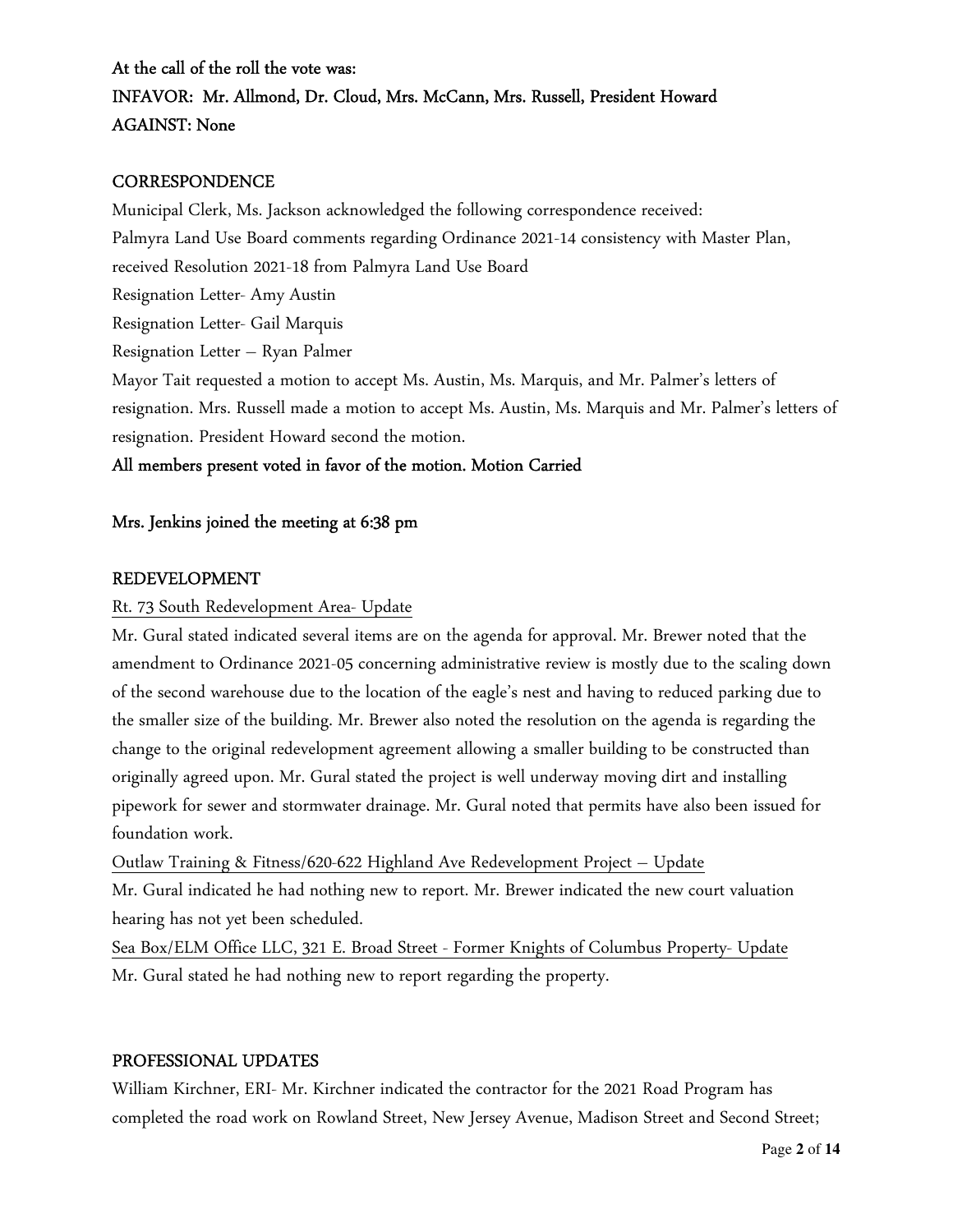**At the call of the roll the vote was:**
**INFAVOR: Mr. Allmond, Dr. Cloud, Mrs. McCann, Mrs. Russell, President Howard**
**AGAINST: None**

## CORRESPONDENCE

Municipal Clerk, Ms. Jackson acknowledged the following correspondence received:
Palmyra Land Use Board comments regarding Ordinance 2021-14 consistency with Master Plan, received Resolution 2021-18 from Palmyra Land Use Board
Resignation Letter- Amy Austin
Resignation Letter- Gail Marquis
Resignation Letter – Ryan Palmer
Mayor Tait requested a motion to accept Ms. Austin, Ms. Marquis, and Mr. Palmer's letters of resignation. Mrs. Russell made a motion to accept Ms. Austin, Ms. Marquis and Mr. Palmer's letters of resignation. President Howard second the motion.
**All members present voted in favor of the motion. Motion Carried**

**Mrs. Jenkins joined the meeting at 6:38 pm**

## REDEVELOPMENT

Rt. 73 South Redevelopment Area- Update

Mr. Gural stated indicated several items are on the agenda for approval. Mr. Brewer noted that the amendment to Ordinance 2021-05 concerning administrative review is mostly due to the scaling down of the second warehouse due to the location of the eagle's nest and having to reduced parking due to the smaller size of the building. Mr. Brewer also noted the resolution on the agenda is regarding the change to the original redevelopment agreement allowing a smaller building to be constructed than originally agreed upon. Mr. Gural stated the project is well underway moving dirt and installing pipework for sewer and stormwater drainage. Mr. Gural noted that permits have also been issued for foundation work.

Outlaw Training & Fitness/620-622 Highland Ave Redevelopment Project – Update

Mr. Gural indicated he had nothing new to report. Mr. Brewer indicated the new court valuation hearing has not yet been scheduled.

Sea Box/ELM Office LLC, 321 E. Broad Street - Former Knights of Columbus Property- Update

Mr. Gural stated he had nothing new to report regarding the property.

## PROFESSIONAL UPDATES

William Kirchner, ERI- Mr. Kirchner indicated the contractor for the 2021 Road Program has completed the road work on Rowland Street, New Jersey Avenue, Madison Street and Second Street;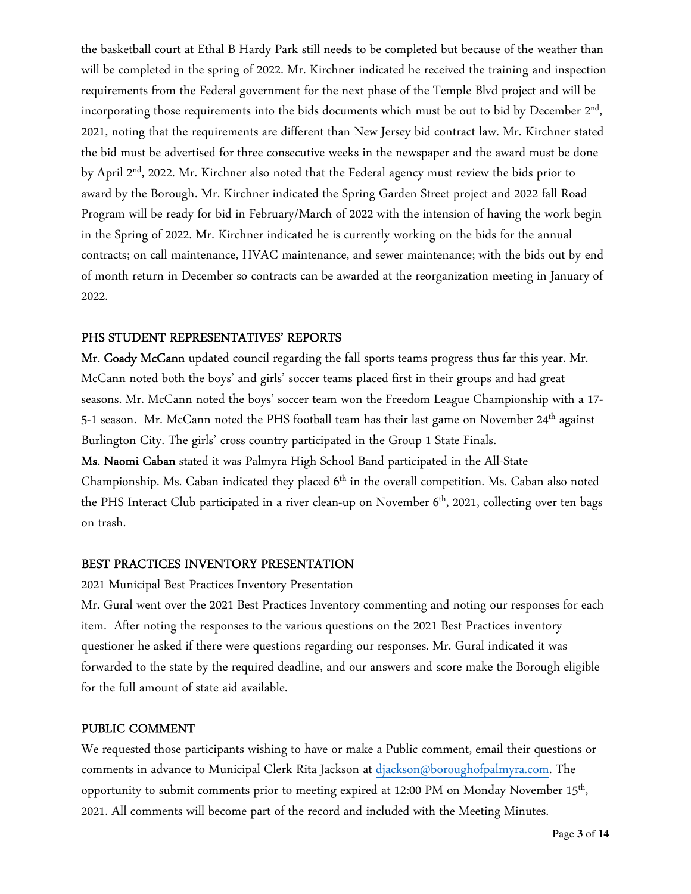the basketball court at Ethal B Hardy Park still needs to be completed but because of the weather than will be completed in the spring of 2022. Mr. Kirchner indicated he received the training and inspection requirements from the Federal government for the next phase of the Temple Blvd project and will be incorporating those requirements into the bids documents which must be out to bid by December 2nd, 2021, noting that the requirements are different than New Jersey bid contract law. Mr. Kirchner stated the bid must be advertised for three consecutive weeks in the newspaper and the award must be done by April 2nd, 2022. Mr. Kirchner also noted that the Federal agency must review the bids prior to award by the Borough. Mr. Kirchner indicated the Spring Garden Street project and 2022 fall Road Program will be ready for bid in February/March of 2022 with the intension of having the work begin in the Spring of 2022. Mr. Kirchner indicated he is currently working on the bids for the annual contracts; on call maintenance, HVAC maintenance, and sewer maintenance; with the bids out by end of month return in December so contracts can be awarded at the reorganization meeting in January of 2022.

## PHS STUDENT REPRESENTATIVES' REPORTS

**Mr. Coady McCann** updated council regarding the fall sports teams progress thus far this year. Mr. McCann noted both the boys' and girls' soccer teams placed first in their groups and had great seasons. Mr. McCann noted the boys' soccer team won the Freedom League Championship with a 17-5-1 season. Mr. McCann noted the PHS football team has their last game on November 24th against Burlington City. The girls' cross country participated in the Group 1 State Finals.

**Ms. Naomi Caban** stated it was Palmyra High School Band participated in the All-State Championship. Ms. Caban indicated they placed 6th in the overall competition. Ms. Caban also noted the PHS Interact Club participated in a river clean-up on November 6th, 2021, collecting over ten bags on trash.

## BEST PRACTICES INVENTORY PRESENTATION

2021 Municipal Best Practices Inventory Presentation

Mr. Gural went over the 2021 Best Practices Inventory commenting and noting our responses for each item. After noting the responses to the various questions on the 2021 Best Practices inventory questioner he asked if there were questions regarding our responses. Mr. Gural indicated it was forwarded to the state by the required deadline, and our answers and score make the Borough eligible for the full amount of state aid available.

## PUBLIC COMMENT

We requested those participants wishing to have or make a Public comment, email their questions or comments in advance to Municipal Clerk Rita Jackson at djackson@boroughofpalmyra.com. The opportunity to submit comments prior to meeting expired at 12:00 PM on Monday November 15th, 2021. All comments will become part of the record and included with the Meeting Minutes.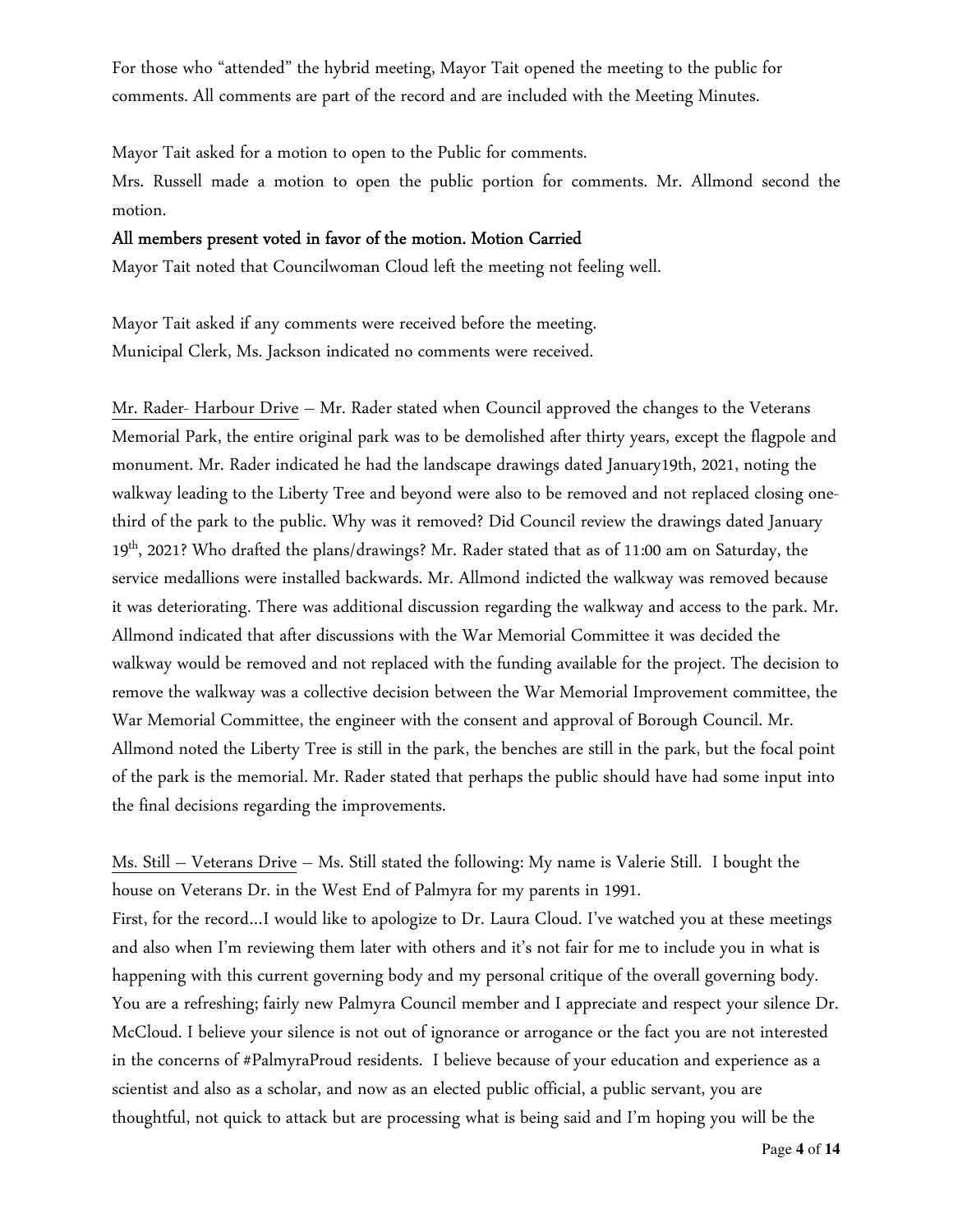For those who "attended" the hybrid meeting, Mayor Tait opened the meeting to the public for comments. All comments are part of the record and are included with the Meeting Minutes.

Mayor Tait asked for a motion to open to the Public for comments.

Mrs. Russell made a motion to open the public portion for comments. Mr. Allmond second the motion.

**All members present voted in favor of the motion. Motion Carried**

Mayor Tait noted that Councilwoman Cloud left the meeting not feeling well.

Mayor Tait asked if any comments were received before the meeting.

Municipal Clerk, Ms. Jackson indicated no comments were received.

Mr. Rader- Harbour Drive – Mr. Rader stated when Council approved the changes to the Veterans Memorial Park, the entire original park was to be demolished after thirty years, except the flagpole and monument. Mr. Rader indicated he had the landscape drawings dated January19th, 2021, noting the walkway leading to the Liberty Tree and beyond were also to be removed and not replaced closing one-third of the park to the public. Why was it removed? Did Council review the drawings dated January 19th, 2021? Who drafted the plans/drawings? Mr. Rader stated that as of 11:00 am on Saturday, the service medallions were installed backwards. Mr. Allmond indicted the walkway was removed because it was deteriorating. There was additional discussion regarding the walkway and access to the park. Mr. Allmond indicated that after discussions with the War Memorial Committee it was decided the walkway would be removed and not replaced with the funding available for the project. The decision to remove the walkway was a collective decision between the War Memorial Improvement committee, the War Memorial Committee, the engineer with the consent and approval of Borough Council. Mr. Allmond noted the Liberty Tree is still in the park, the benches are still in the park, but the focal point of the park is the memorial. Mr. Rader stated that perhaps the public should have had some input into the final decisions regarding the improvements.

Ms. Still – Veterans Drive – Ms. Still stated the following: My name is Valerie Still. I bought the house on Veterans Dr. in the West End of Palmyra for my parents in 1991.

First, for the record…I would like to apologize to Dr. Laura Cloud. I've watched you at these meetings and also when I'm reviewing them later with others and it's not fair for me to include you in what is happening with this current governing body and my personal critique of the overall governing body. You are a refreshing; fairly new Palmyra Council member and I appreciate and respect your silence Dr. McCloud. I believe your silence is not out of ignorance or arrogance or the fact you are not interested in the concerns of #PalmyraProud residents. I believe because of your education and experience as a scientist and also as a scholar, and now as an elected public official, a public servant, you are thoughtful, not quick to attack but are processing what is being said and I'm hoping you will be the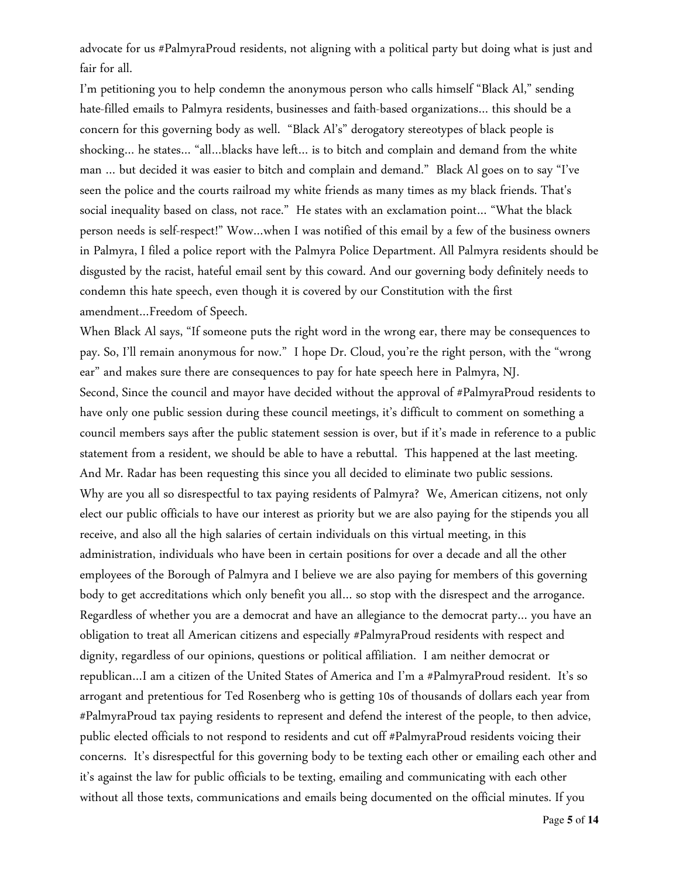advocate for us #PalmyraProud residents, not aligning with a political party but doing what is just and fair for all.

I'm petitioning you to help condemn the anonymous person who calls himself "Black Al," sending hate-filled emails to Palmyra residents, businesses and faith-based organizations… this should be a concern for this governing body as well. "Black Al's" derogatory stereotypes of black people is shocking… he states… "all…blacks have left… is to bitch and complain and demand from the white man … but decided it was easier to bitch and complain and demand." Black Al goes on to say "I've seen the police and the courts railroad my white friends as many times as my black friends. That's social inequality based on class, not race." He states with an exclamation point… "What the black person needs is self-respect!" Wow…when I was notified of this email by a few of the business owners in Palmyra, I filed a police report with the Palmyra Police Department. All Palmyra residents should be disgusted by the racist, hateful email sent by this coward. And our governing body definitely needs to condemn this hate speech, even though it is covered by our Constitution with the first amendment…Freedom of Speech.

When Black Al says, "If someone puts the right word in the wrong ear, there may be consequences to pay. So, I'll remain anonymous for now." I hope Dr. Cloud, you're the right person, with the "wrong ear" and makes sure there are consequences to pay for hate speech here in Palmyra, NJ.

Second, Since the council and mayor have decided without the approval of #PalmyraProud residents to have only one public session during these council meetings, it's difficult to comment on something a council members says after the public statement session is over, but if it's made in reference to a public statement from a resident, we should be able to have a rebuttal. This happened at the last meeting. And Mr. Radar has been requesting this since you all decided to eliminate two public sessions.

Why are you all so disrespectful to tax paying residents of Palmyra? We, American citizens, not only elect our public officials to have our interest as priority but we are also paying for the stipends you all receive, and also all the high salaries of certain individuals on this virtual meeting, in this administration, individuals who have been in certain positions for over a decade and all the other employees of the Borough of Palmyra and I believe we are also paying for members of this governing body to get accreditations which only benefit you all… so stop with the disrespect and the arrogance. Regardless of whether you are a democrat and have an allegiance to the democrat party… you have an obligation to treat all American citizens and especially #PalmyraProud residents with respect and dignity, regardless of our opinions, questions or political affiliation. I am neither democrat or republican…I am a citizen of the United States of America and I'm a #PalmyraProud resident. It's so arrogant and pretentious for Ted Rosenberg who is getting 10s of thousands of dollars each year from #PalmyraProud tax paying residents to represent and defend the interest of the people, to then advice, public elected officials to not respond to residents and cut off #PalmyraProud residents voicing their concerns. It's disrespectful for this governing body to be texting each other or emailing each other and it's against the law for public officials to be texting, emailing and communicating with each other without all those texts, communications and emails being documented on the official minutes. If you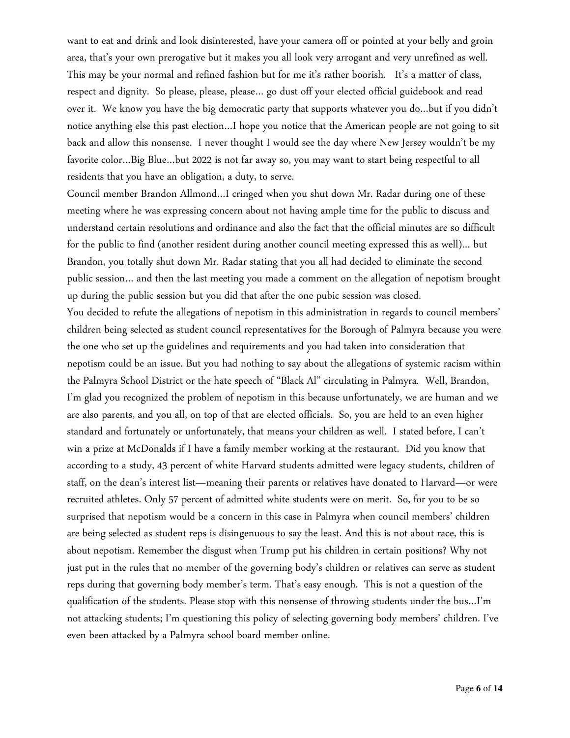want to eat and drink and look disinterested, have your camera off or pointed at your belly and groin area, that's your own prerogative but it makes you all look very arrogant and very unrefined as well. This may be your normal and refined fashion but for me it's rather boorish. It's a matter of class, respect and dignity. So please, please, please… go dust off your elected official guidebook and read over it. We know you have the big democratic party that supports whatever you do…but if you didn't notice anything else this past election…I hope you notice that the American people are not going to sit back and allow this nonsense. I never thought I would see the day where New Jersey wouldn't be my favorite color…Big Blue…but 2022 is not far away so, you may want to start being respectful to all residents that you have an obligation, a duty, to serve.

Council member Brandon Allmond…I cringed when you shut down Mr. Radar during one of these meeting where he was expressing concern about not having ample time for the public to discuss and understand certain resolutions and ordinance and also the fact that the official minutes are so difficult for the public to find (another resident during another council meeting expressed this as well)… but Brandon, you totally shut down Mr. Radar stating that you all had decided to eliminate the second public session… and then the last meeting you made a comment on the allegation of nepotism brought up during the public session but you did that after the one pubic session was closed.

You decided to refute the allegations of nepotism in this administration in regards to council members' children being selected as student council representatives for the Borough of Palmyra because you were the one who set up the guidelines and requirements and you had taken into consideration that nepotism could be an issue. But you had nothing to say about the allegations of systemic racism within the Palmyra School District or the hate speech of "Black Al" circulating in Palmyra. Well, Brandon, I'm glad you recognized the problem of nepotism in this because unfortunately, we are human and we are also parents, and you all, on top of that are elected officials. So, you are held to an even higher standard and fortunately or unfortunately, that means your children as well. I stated before, I can't win a prize at McDonalds if I have a family member working at the restaurant. Did you know that according to a study, 43 percent of white Harvard students admitted were legacy students, children of staff, on the dean's interest list—meaning their parents or relatives have donated to Harvard—or were recruited athletes. Only 57 percent of admitted white students were on merit. So, for you to be so surprised that nepotism would be a concern in this case in Palmyra when council members' children are being selected as student reps is disingenuous to say the least. And this is not about race, this is about nepotism. Remember the disgust when Trump put his children in certain positions? Why not just put in the rules that no member of the governing body's children or relatives can serve as student reps during that governing body member's term. That's easy enough. This is not a question of the qualification of the students. Please stop with this nonsense of throwing students under the bus…I'm not attacking students; I'm questioning this policy of selecting governing body members' children. I've even been attacked by a Palmyra school board member online.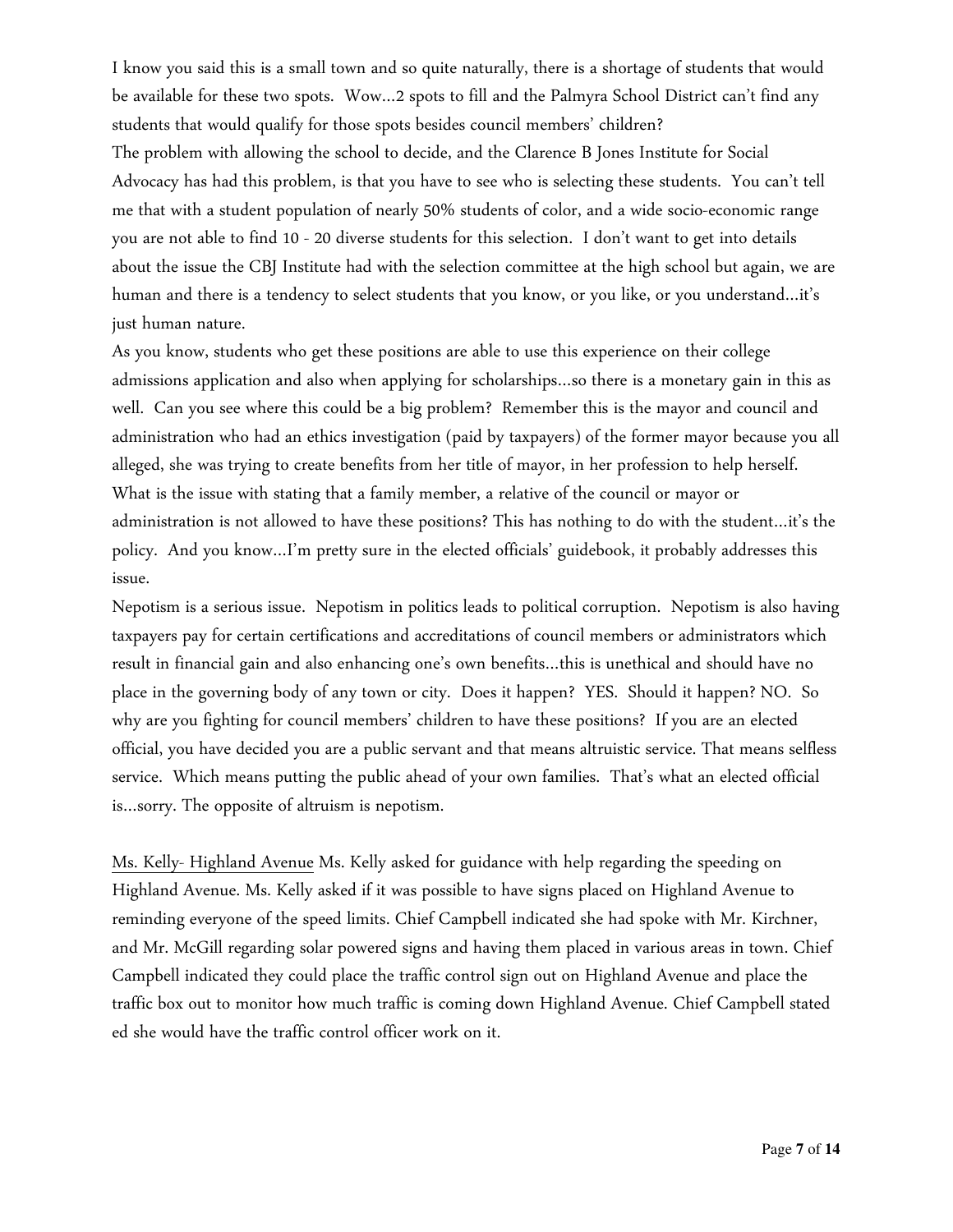I know you said this is a small town and so quite naturally, there is a shortage of students that would be available for these two spots. Wow…2 spots to fill and the Palmyra School District can't find any students that would qualify for those spots besides council members' children?

The problem with allowing the school to decide, and the Clarence B Jones Institute for Social Advocacy has had this problem, is that you have to see who is selecting these students. You can't tell me that with a student population of nearly 50% students of color, and a wide socio-economic range you are not able to find 10 - 20 diverse students for this selection. I don't want to get into details about the issue the CBJ Institute had with the selection committee at the high school but again, we are human and there is a tendency to select students that you know, or you like, or you understand…it's just human nature.

As you know, students who get these positions are able to use this experience on their college admissions application and also when applying for scholarships…so there is a monetary gain in this as well. Can you see where this could be a big problem? Remember this is the mayor and council and administration who had an ethics investigation (paid by taxpayers) of the former mayor because you all alleged, she was trying to create benefits from her title of mayor, in her profession to help herself. What is the issue with stating that a family member, a relative of the council or mayor or administration is not allowed to have these positions? This has nothing to do with the student…it's the policy. And you know…I'm pretty sure in the elected officials' guidebook, it probably addresses this issue.

Nepotism is a serious issue. Nepotism in politics leads to political corruption. Nepotism is also having taxpayers pay for certain certifications and accreditations of council members or administrators which result in financial gain and also enhancing one's own benefits…this is unethical and should have no place in the governing body of any town or city. Does it happen? YES. Should it happen? NO. So why are you fighting for council members' children to have these positions? If you are an elected official, you have decided you are a public servant and that means altruistic service. That means selfless service. Which means putting the public ahead of your own families. That's what an elected official is…sorry. The opposite of altruism is nepotism.

Ms. Kelly- Highland Avenue Ms. Kelly asked for guidance with help regarding the speeding on Highland Avenue. Ms. Kelly asked if it was possible to have signs placed on Highland Avenue to reminding everyone of the speed limits. Chief Campbell indicated she had spoke with Mr. Kirchner, and Mr. McGill regarding solar powered signs and having them placed in various areas in town. Chief Campbell indicated they could place the traffic control sign out on Highland Avenue and place the traffic box out to monitor how much traffic is coming down Highland Avenue. Chief Campbell stated ed she would have the traffic control officer work on it.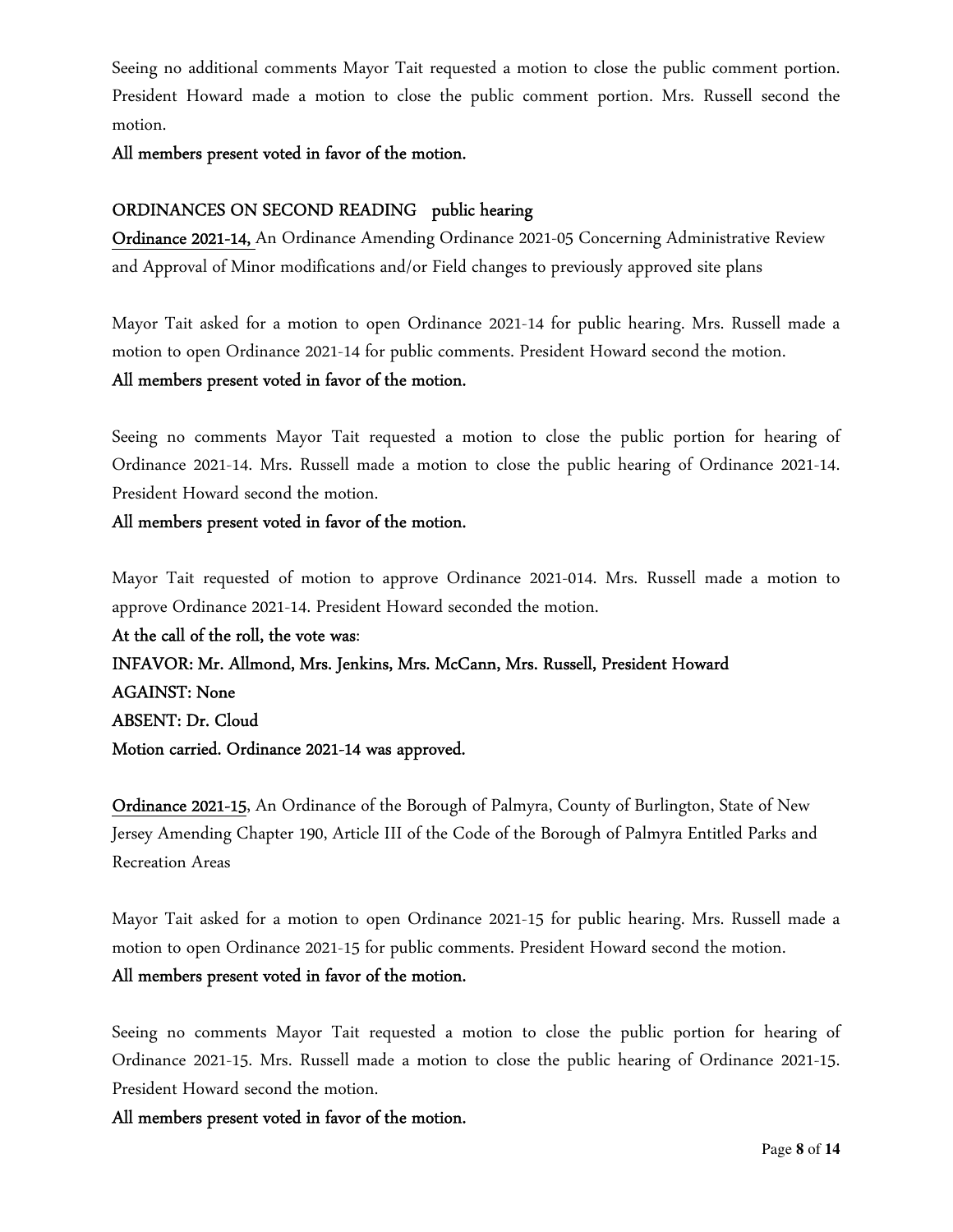Seeing no additional comments Mayor Tait requested a motion to close the public comment portion. President Howard made a motion to close the public comment portion. Mrs. Russell second the motion.

**All members present voted in favor of the motion.**

## ORDINANCES ON SECOND READING public hearing

**Ordinance 2021-14,** An Ordinance Amending Ordinance 2021-05 Concerning Administrative Review and Approval of Minor modifications and/or Field changes to previously approved site plans

Mayor Tait asked for a motion to open Ordinance 2021-14 for public hearing. Mrs. Russell made a motion to open Ordinance 2021-14 for public comments. President Howard second the motion.

**All members present voted in favor of the motion.**

Seeing no comments Mayor Tait requested a motion to close the public portion for hearing of Ordinance 2021-14. Mrs. Russell made a motion to close the public hearing of Ordinance 2021-14. President Howard second the motion.

**All members present voted in favor of the motion.**

Mayor Tait requested of motion to approve Ordinance 2021-014. Mrs. Russell made a motion to approve Ordinance 2021-14. President Howard seconded the motion.

**At the call of the roll, the vote was**:

**INFAVOR: Mr. Allmond, Mrs. Jenkins, Mrs. McCann, Mrs. Russell, President Howard**

**AGAINST: None**

**ABSENT: Dr. Cloud**

**Motion carried. Ordinance 2021-14 was approved.**

**Ordinance 2021-15**, An Ordinance of the Borough of Palmyra, County of Burlington, State of New Jersey Amending Chapter 190, Article III of the Code of the Borough of Palmyra Entitled Parks and Recreation Areas

Mayor Tait asked for a motion to open Ordinance 2021-15 for public hearing. Mrs. Russell made a motion to open Ordinance 2021-15 for public comments. President Howard second the motion.

**All members present voted in favor of the motion.**

Seeing no comments Mayor Tait requested a motion to close the public portion for hearing of Ordinance 2021-15. Mrs. Russell made a motion to close the public hearing of Ordinance 2021-15. President Howard second the motion.

**All members present voted in favor of the motion.**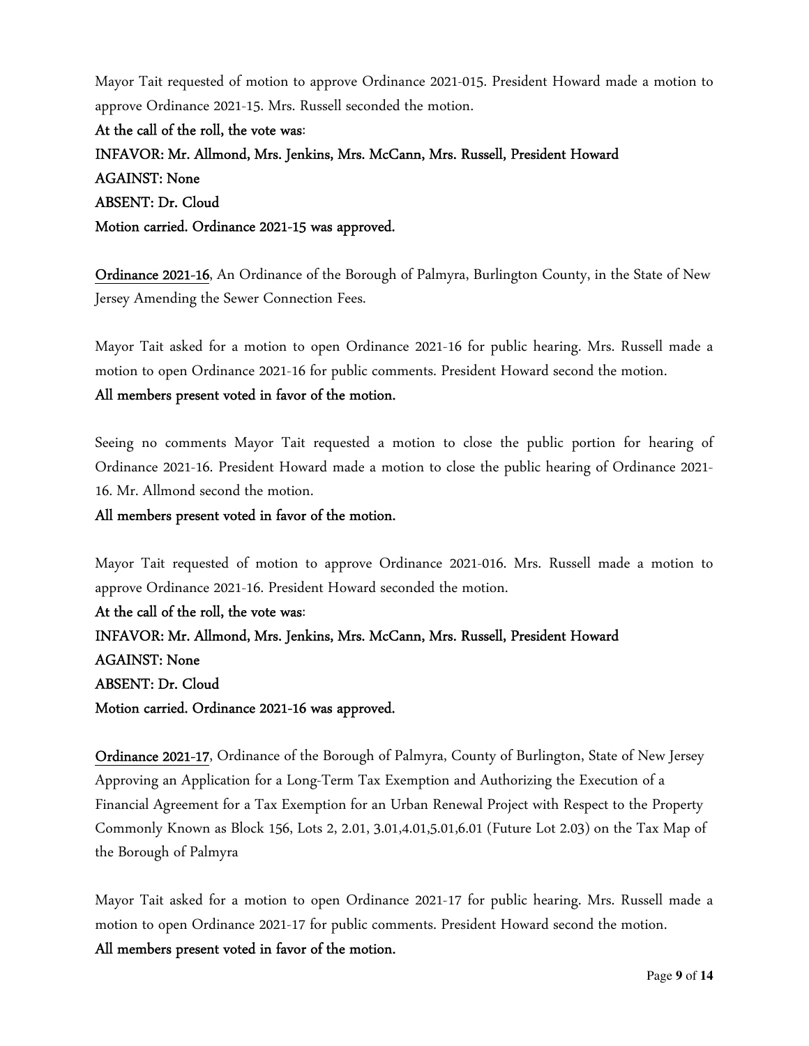Mayor Tait requested of motion to approve Ordinance 2021-015. President Howard made a motion to approve Ordinance 2021-15. Mrs. Russell seconded the motion.

**At the call of the roll, the vote was**:

**INFAVOR: Mr. Allmond, Mrs. Jenkins, Mrs. McCann, Mrs. Russell, President Howard**

**AGAINST: None**

**ABSENT: Dr. Cloud**

**Motion carried. Ordinance 2021-15 was approved.**

**Ordinance 2021-16**, An Ordinance of the Borough of Palmyra, Burlington County, in the State of New Jersey Amending the Sewer Connection Fees.

Mayor Tait asked for a motion to open Ordinance 2021-16 for public hearing. Mrs. Russell made a motion to open Ordinance 2021-16 for public comments. President Howard second the motion.

**All members present voted in favor of the motion.**

Seeing no comments Mayor Tait requested a motion to close the public portion for hearing of Ordinance 2021-16. President Howard made a motion to close the public hearing of Ordinance 2021-16. Mr. Allmond second the motion.

**All members present voted in favor of the motion.**

Mayor Tait requested of motion to approve Ordinance 2021-016. Mrs. Russell made a motion to approve Ordinance 2021-16. President Howard seconded the motion.

**At the call of the roll, the vote was**:

**INFAVOR: Mr. Allmond, Mrs. Jenkins, Mrs. McCann, Mrs. Russell, President Howard**

**AGAINST: None**

**ABSENT: Dr. Cloud**

**Motion carried. Ordinance 2021-16 was approved.**

**Ordinance 2021-17**, Ordinance of the Borough of Palmyra, County of Burlington, State of New Jersey Approving an Application for a Long-Term Tax Exemption and Authorizing the Execution of a Financial Agreement for a Tax Exemption for an Urban Renewal Project with Respect to the Property Commonly Known as Block 156, Lots 2, 2.01, 3.01,4.01,5.01,6.01 (Future Lot 2.03) on the Tax Map of the Borough of Palmyra

Mayor Tait asked for a motion to open Ordinance 2021-17 for public hearing. Mrs. Russell made a motion to open Ordinance 2021-17 for public comments. President Howard second the motion.

**All members present voted in favor of the motion.**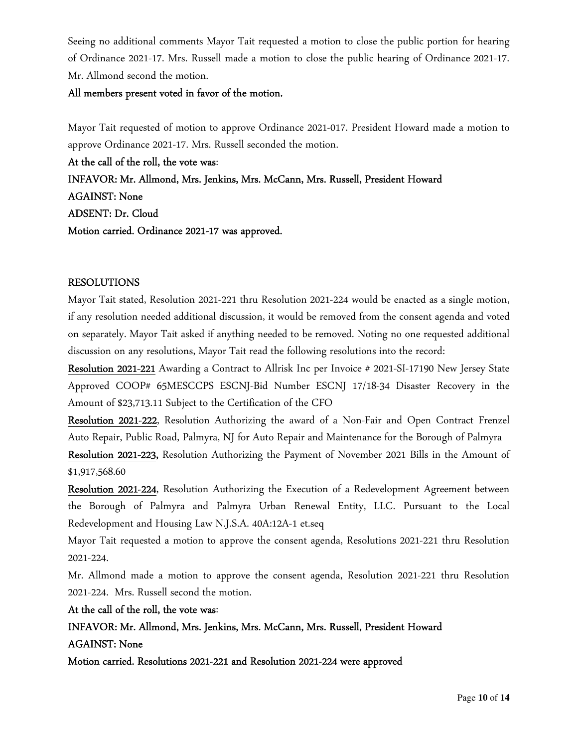Seeing no additional comments Mayor Tait requested a motion to close the public portion for hearing of Ordinance 2021-17. Mrs. Russell made a motion to close the public hearing of Ordinance 2021-17. Mr. Allmond second the motion.

**All members present voted in favor of the motion.**

Mayor Tait requested of motion to approve Ordinance 2021-017. President Howard made a motion to approve Ordinance 2021-17. Mrs. Russell seconded the motion.

**At the call of the roll, the vote was:**

**INFAVOR: Mr. Allmond, Mrs. Jenkins, Mrs. McCann, Mrs. Russell, President Howard**

**AGAINST: None**

**ADSENT: Dr. Cloud**

**Motion carried. Ordinance 2021-17 was approved.**

RESOLUTIONS

Mayor Tait stated, Resolution 2021-221 thru Resolution 2021-224 would be enacted as a single motion, if any resolution needed additional discussion, it would be removed from the consent agenda and voted on separately. Mayor Tait asked if anything needed to be removed. Noting no one requested additional discussion on any resolutions, Mayor Tait read the following resolutions into the record:

**Resolution 2021-221** Awarding a Contract to Allrisk Inc per Invoice # 2021-SI-17190 New Jersey State Approved COOP# 65MESCCPS ESCNJ-Bid Number ESCNJ 17/18-34 Disaster Recovery in the Amount of $23,713.11 Subject to the Certification of the CFO

**Resolution 2021-222**, Resolution Authorizing the award of a Non-Fair and Open Contract Frenzel Auto Repair, Public Road, Palmyra, NJ for Auto Repair and Maintenance for the Borough of Palmyra

**Resolution 2021-223,** Resolution Authorizing the Payment of November 2021 Bills in the Amount of $1,917,568.60

**Resolution 2021-224**, Resolution Authorizing the Execution of a Redevelopment Agreement between the Borough of Palmyra and Palmyra Urban Renewal Entity, LLC. Pursuant to the Local Redevelopment and Housing Law N.J.S.A. 40A:12A-1 et.seq

Mayor Tait requested a motion to approve the consent agenda, Resolutions 2021-221 thru Resolution 2021-224.

Mr. Allmond made a motion to approve the consent agenda, Resolution 2021-221 thru Resolution 2021-224. Mrs. Russell second the motion.

**At the call of the roll, the vote was:**

**INFAVOR: Mr. Allmond, Mrs. Jenkins, Mrs. McCann, Mrs. Russell, President Howard**

**AGAINST: None**

**Motion carried. Resolutions 2021-221 and Resolution 2021-224 were approved**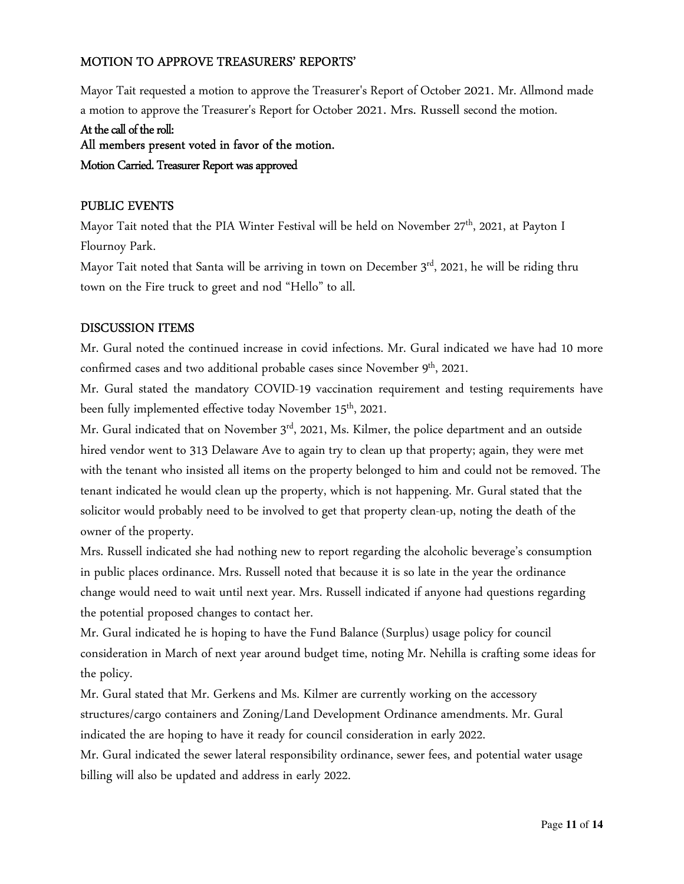## MOTION TO APPROVE TREASURERS' REPORTS'

Mayor Tait requested a motion to approve the Treasurer's Report of October 2021. Mr. Allmond made a motion to approve the Treasurer's Report for October 2021. Mrs. Russell second the motion.

**At the call of the roll:**
**All members present voted in favor of the motion.**
**Motion Carried. Treasurer Report was approved**

## PUBLIC EVENTS

Mayor Tait noted that the PIA Winter Festival will be held on November 27th, 2021, at Payton I Flournoy Park.

Mayor Tait noted that Santa will be arriving in town on December 3rd, 2021, he will be riding thru town on the Fire truck to greet and nod "Hello" to all.

## DISCUSSION ITEMS

Mr. Gural noted the continued increase in covid infections. Mr. Gural indicated we have had 10 more confirmed cases and two additional probable cases since November 9th, 2021.

Mr. Gural stated the mandatory COVID-19 vaccination requirement and testing requirements have been fully implemented effective today November 15th, 2021.

Mr. Gural indicated that on November 3rd, 2021, Ms. Kilmer, the police department and an outside hired vendor went to 313 Delaware Ave to again try to clean up that property; again, they were met with the tenant who insisted all items on the property belonged to him and could not be removed. The tenant indicated he would clean up the property, which is not happening. Mr. Gural stated that the solicitor would probably need to be involved to get that property clean-up, noting the death of the owner of the property.

Mrs. Russell indicated she had nothing new to report regarding the alcoholic beverage's consumption in public places ordinance. Mrs. Russell noted that because it is so late in the year the ordinance change would need to wait until next year. Mrs. Russell indicated if anyone had questions regarding the potential proposed changes to contact her.

Mr. Gural indicated he is hoping to have the Fund Balance (Surplus) usage policy for council consideration in March of next year around budget time, noting Mr. Nehilla is crafting some ideas for the policy.

Mr. Gural stated that Mr. Gerkens and Ms. Kilmer are currently working on the accessory structures/cargo containers and Zoning/Land Development Ordinance amendments. Mr. Gural indicated the are hoping to have it ready for council consideration in early 2022.

Mr. Gural indicated the sewer lateral responsibility ordinance, sewer fees, and potential water usage billing will also be updated and address in early 2022.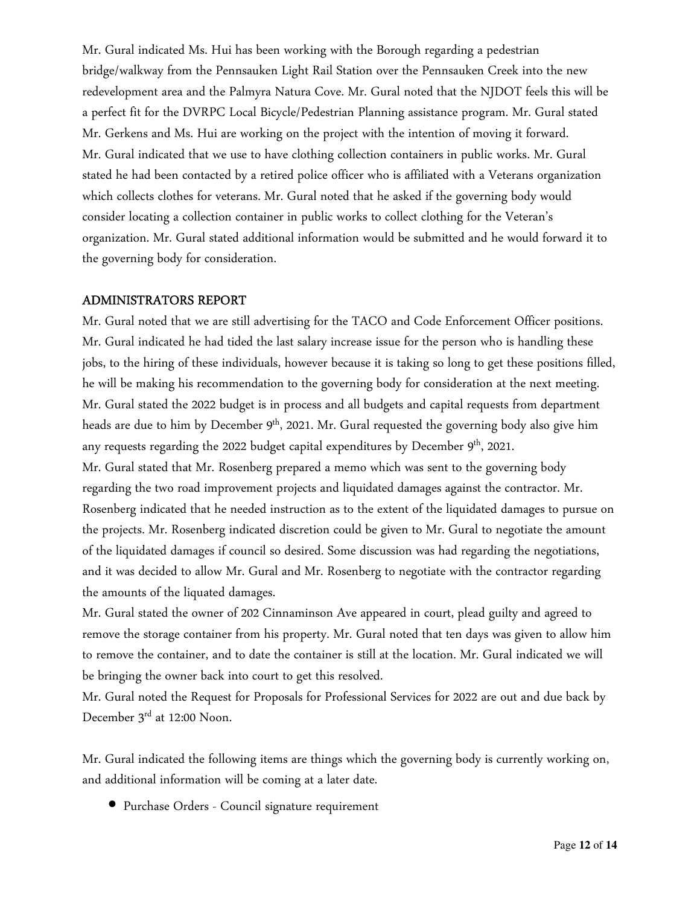Mr. Gural indicated Ms. Hui has been working with the Borough regarding a pedestrian bridge/walkway from the Pennsauken Light Rail Station over the Pennsauken Creek into the new redevelopment area and the Palmyra Natura Cove. Mr. Gural noted that the NJDOT feels this will be a perfect fit for the DVRPC Local Bicycle/Pedestrian Planning assistance program. Mr. Gural stated Mr. Gerkens and Ms. Hui are working on the project with the intention of moving it forward.
Mr. Gural indicated that we use to have clothing collection containers in public works. Mr. Gural stated he had been contacted by a retired police officer who is affiliated with a Veterans organization which collects clothes for veterans. Mr. Gural noted that he asked if the governing body would consider locating a collection container in public works to collect clothing for the Veteran's organization. Mr. Gural stated additional information would be submitted and he would forward it to the governing body for consideration.

## ADMINISTRATORS REPORT

Mr. Gural noted that we are still advertising for the TACO and Code Enforcement Officer positions. Mr. Gural indicated he had tided the last salary increase issue for the person who is handling these jobs, to the hiring of these individuals, however because it is taking so long to get these positions filled, he will be making his recommendation to the governing body for consideration at the next meeting.
Mr. Gural stated the 2022 budget is in process and all budgets and capital requests from department heads are due to him by December 9th, 2021. Mr. Gural requested the governing body also give him any requests regarding the 2022 budget capital expenditures by December 9th, 2021.
Mr. Gural stated that Mr. Rosenberg prepared a memo which was sent to the governing body regarding the two road improvement projects and liquidated damages against the contractor. Mr. Rosenberg indicated that he needed instruction as to the extent of the liquidated damages to pursue on the projects. Mr. Rosenberg indicated discretion could be given to Mr. Gural to negotiate the amount of the liquidated damages if council so desired. Some discussion was had regarding the negotiations, and it was decided to allow Mr. Gural and Mr. Rosenberg to negotiate with the contractor regarding the amounts of the liquated damages.
Mr. Gural stated the owner of 202 Cinnaminson Ave appeared in court, plead guilty and agreed to remove the storage container from his property. Mr. Gural noted that ten days was given to allow him to remove the container, and to date the container is still at the location. Mr. Gural indicated we will be bringing the owner back into court to get this resolved.
Mr. Gural noted the Request for Proposals for Professional Services for 2022 are out and due back by December 3rd at 12:00 Noon.

Mr. Gural indicated the following items are things which the governing body is currently working on, and additional information will be coming at a later date.

- Purchase Orders - Council signature requirement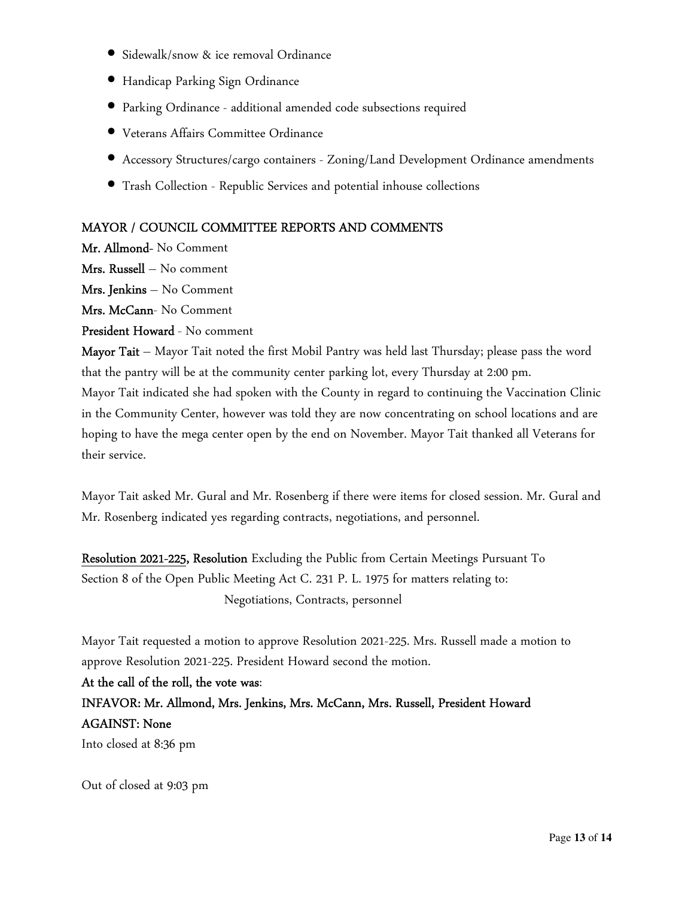- Sidewalk/snow & ice removal Ordinance
- Handicap Parking Sign Ordinance
- Parking Ordinance - additional amended code subsections required
- Veterans Affairs Committee Ordinance
- Accessory Structures/cargo containers - Zoning/Land Development Ordinance amendments
- Trash Collection - Republic Services and potential inhouse collections

## MAYOR / COUNCIL COMMITTEE REPORTS AND COMMENTS

**Mr. Allmond**- No Comment

**Mrs. Russell** – No comment

**Mrs. Jenkins** – No Comment

**Mrs. McCann**- No Comment

**President Howard** - No comment

**Mayor Tait** – Mayor Tait noted the first Mobil Pantry was held last Thursday; please pass the word that the pantry will be at the community center parking lot, every Thursday at 2:00 pm.
Mayor Tait indicated she had spoken with the County in regard to continuing the Vaccination Clinic in the Community Center, however was told they are now concentrating on school locations and are hoping to have the mega center open by the end on November. Mayor Tait thanked all Veterans for their service.

Mayor Tait asked Mr. Gural and Mr. Rosenberg if there were items for closed session. Mr. Gural and Mr. Rosenberg indicated yes regarding contracts, negotiations, and personnel.

**Resolution 2021-225, Resolution** Excluding the Public from Certain Meetings Pursuant To Section 8 of the Open Public Meeting Act C. 231 P. L. 1975 for matters relating to:
Negotiations, Contracts, personnel

Mayor Tait requested a motion to approve Resolution 2021-225. Mrs. Russell made a motion to approve Resolution 2021-225. President Howard second the motion.

**At the call of the roll, the vote was**:

**INFAVOR: Mr. Allmond, Mrs. Jenkins, Mrs. McCann, Mrs. Russell, President Howard**

**AGAINST: None**

Into closed at 8:36 pm

Out of closed at 9:03 pm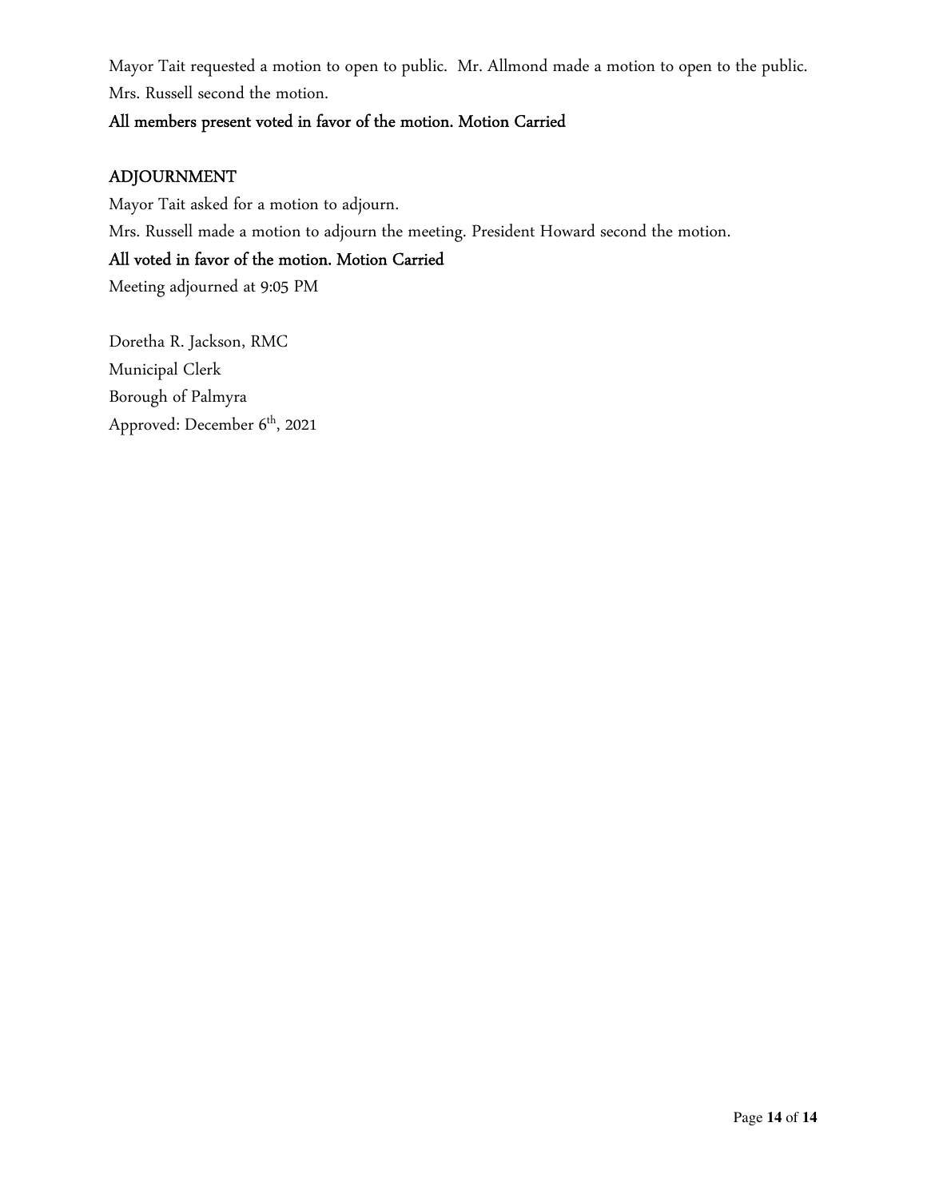Mayor Tait requested a motion to open to public. Mr. Allmond made a motion to open to the public. Mrs. Russell second the motion.

**All members present voted in favor of the motion. Motion Carried**

## ADJOURNMENT

Mayor Tait asked for a motion to adjourn.

Mrs. Russell made a motion to adjourn the meeting. President Howard second the motion.

**All voted in favor of the motion. Motion Carried**

Meeting adjourned at 9:05 PM

Doretha R. Jackson, RMC
Municipal Clerk
Borough of Palmyra
Approved: December 6th, 2021